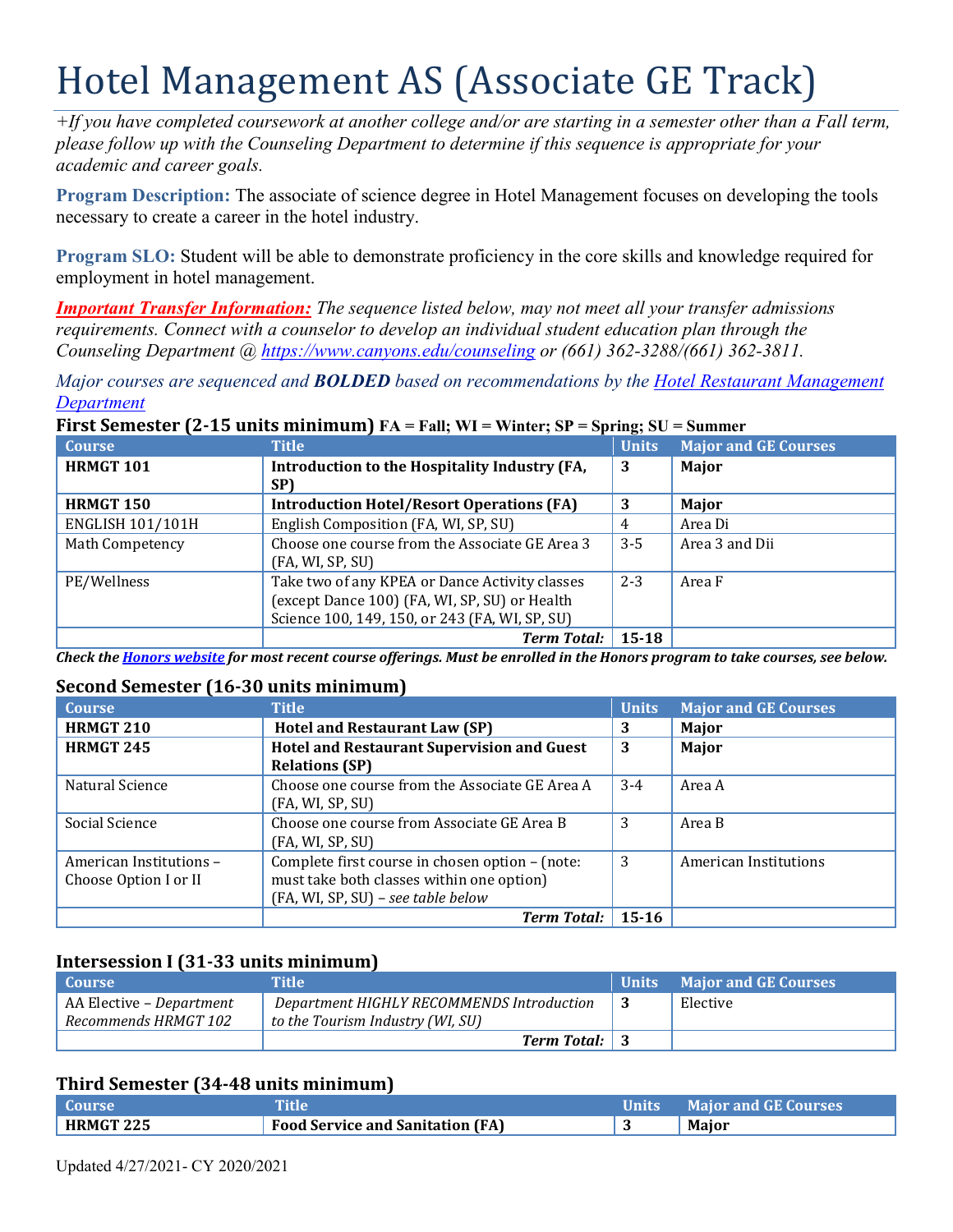# Hotel Management AS (Associate GE Track)

*+If you have completed coursework at another college and/or are starting in a semester other than a Fall term, please follow up with the Counseling Department to determine if this sequence is appropriate for your academic and career goals.*

**Program Description:** The associate of science degree in Hotel Management focuses on developing the tools necessary to create a career in the hotel industry.

**Program SLO:** Student will be able to demonstrate proficiency in the core skills and knowledge required for employment in hotel management.

***Important Transfer Information:*** *The sequence listed below, may not meet all your transfer admissions requirements. Connect with a counselor to develop an individual student education plan through the Counseling Department @ https://www.canyons.edu/counseling or (661) 362-3288/(661) 362-3811.*

*Major courses are sequenced and **BOLDED** based on recommendations by the Hotel Restaurant Management Department*

### First Semester (2-15 units minimum) FA = Fall; WI = Winter; SP = Spring; SU = Summer

| Course | Title | Units | Major and GE Courses |
|---|---|---|---|
| **HRMGT 101** | **Introduction to the Hospitality Industry (FA, SP)** | **3** | **Major** |
| **HRMGT 150** | **Introduction Hotel/Resort Operations (FA)** | **3** | **Major** |
| ENGLISH 101/101H | English Composition (FA, WI, SP, SU) | 4 | Area Di |
| Math Competency | Choose one course from the Associate GE Area 3 (FA, WI, SP, SU) | 3-5 | Area 3 and Dii |
| PE/Wellness | Take two of any KPEA or Dance Activity classes (except Dance 100) (FA, WI, SP, SU) or Health Science 100, 149, 150, or 243 (FA, WI, SP, SU) | 2-3 | Area F |
| | ***Term Total:*** | **15-18** | |

***Check the Honors website for most recent course offerings. Must be enrolled in the Honors program to take courses, see below.***

### Second Semester (16-30 units minimum)

| Course | Title | Units | Major and GE Courses |
|---|---|---|---|
| **HRMGT 210** | **Hotel and Restaurant Law (SP)** | **3** | **Major** |
| **HRMGT 245** | **Hotel and Restaurant Supervision and Guest Relations (SP)** | **3** | **Major** |
| Natural Science | Choose one course from the Associate GE Area A (FA, WI, SP, SU) | 3-4 | Area A |
| Social Science | Choose one course from Associate GE Area B (FA, WI, SP, SU) | 3 | Area B |
| American Institutions – Choose Option I or II | Complete first course in chosen option – (note: must take both classes within one option) (FA, WI, SP, SU) – *see table below* | 3 | American Institutions |
| | ***Term Total:*** | **15-16** | |

### Intersession I (31-33 units minimum)

| Course | Title | Units | Major and GE Courses |
|---|---|---|---|
| AA Elective – *Department Recommends HRMGT 102* | *Department HIGHLY RECOMMENDS Introduction to the Tourism Industry (WI, SU)* | **3** | Elective |
| | ***Term Total:*** | **3** | |

### Third Semester (34-48 units minimum)

| Course | Title | Units | Major and GE Courses |
|---|---|---|---|
| **HRMGT 225** | **Food Service and Sanitation (FA)** | **3** | **Major** |

Updated 4/27/2021- CY 2020/2021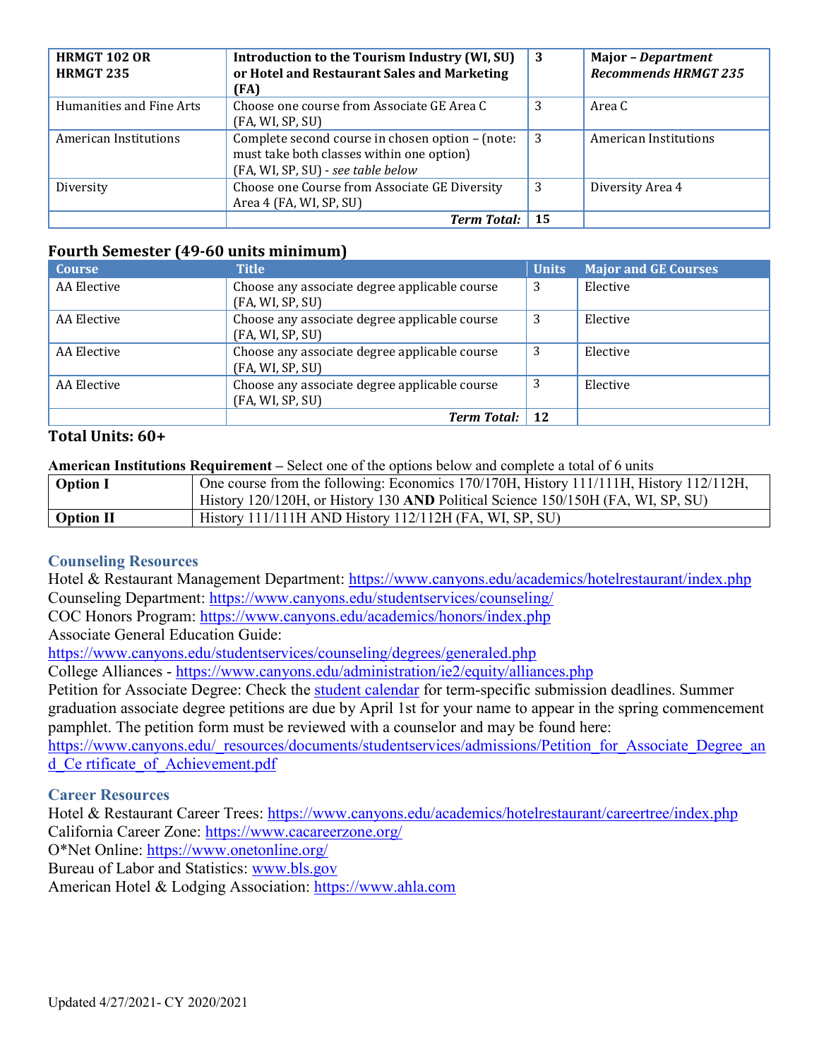| | | | |
|---|---|---|---|
| **HRMGT 102 OR HRMGT 235** | **Introduction to the Tourism Industry (WI, SU) or Hotel and Restaurant Sales and Marketing (FA)** | **3** | **Major – *Department Recommends HRMGT 235*** |
| Humanities and Fine Arts | Choose one course from Associate GE Area C (FA, WI, SP, SU) | 3 | Area C |
| American Institutions | Complete second course in chosen option – (note: must take both classes within one option) (FA, WI, SP, SU) - *see table below* | 3 | American Institutions |
| Diversity | Choose one Course from Associate GE Diversity Area 4 (FA, WI, SP, SU) | 3 | Diversity Area 4 |
| | ***Term Total:*** | **15** | |

### Fourth Semester (49-60 units minimum)

| Course | Title | Units | Major and GE Courses |
|---|---|---|---|
| AA Elective | Choose any associate degree applicable course (FA, WI, SP, SU) | 3 | Elective |
| AA Elective | Choose any associate degree applicable course (FA, WI, SP, SU) | 3 | Elective |
| AA Elective | Choose any associate degree applicable course (FA, WI, SP, SU) | 3 | Elective |
| AA Elective | Choose any associate degree applicable course (FA, WI, SP, SU) | 3 | Elective |
| | ***Term Total:*** | **12** | |

**Total Units: 60+**

**American Institutions Requirement** – Select one of the options below and complete a total of 6 units

| | |
|---|---|
| **Option I** | One course from the following: Economics 170/170H, History 111/111H, History 112/112H, History 120/120H, or History 130 **AND** Political Science 150/150H (FA, WI, SP, SU) |
| **Option II** | History 111/111H AND History 112/112H (FA, WI, SP, SU) |

### Counseling Resources

Hotel & Restaurant Management Department: https://www.canyons.edu/academics/hotelrestaurant/index.php
Counseling Department: https://www.canyons.edu/studentservices/counseling/
COC Honors Program: https://www.canyons.edu/academics/honors/index.php
Associate General Education Guide:
https://www.canyons.edu/studentservices/counseling/degrees/generaled.php
College Alliances - https://www.canyons.edu/administration/ie2/equity/alliances.php
Petition for Associate Degree: Check the student calendar for term-specific submission deadlines. Summer graduation associate degree petitions are due by April 1st for your name to appear in the spring commencement pamphlet. The petition form must be reviewed with a counselor and may be found here:
https://www.canyons.edu/_resources/documents/studentservices/admissions/Petition_for_Associate_Degree_and_Ce rtificate_of_Achievement.pdf

### Career Resources

Hotel & Restaurant Career Trees: https://www.canyons.edu/academics/hotelrestaurant/careertree/index.php
California Career Zone: https://www.cacareerzone.org/
O*Net Online: https://www.onetonline.org/
Bureau of Labor and Statistics: www.bls.gov
American Hotel & Lodging Association: https://www.ahla.com

Updated 4/27/2021- CY 2020/2021